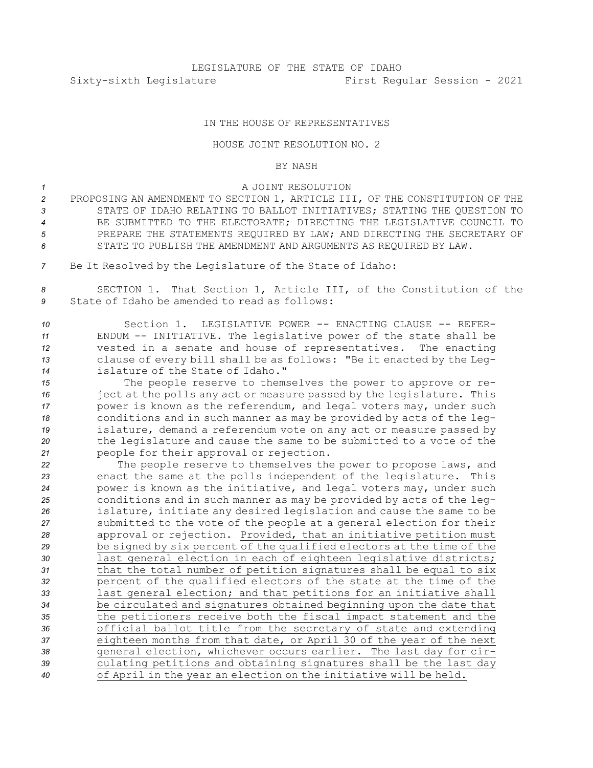LEGISLATURE OF THE STATE OF IDAHO

Sixty-sixth Legislature First Regular Session - 2021

IN THE HOUSE OF REPRESENTATIVES

HOUSE JOINT RESOLUTION NO. 2

BY NASH

A JOINT RESOLUTION

PROPOSING AN AMENDMENT TO SECTION 1, ARTICLE III, OF THE CONSTITUTION OF THE STATE OF IDAHO RELATING TO BALLOT INITIATIVES; STATING THE QUESTION TO BE SUBMITTED TO THE ELECTORATE; DIRECTING THE LEGISLATIVE COUNCIL TO PREPARE THE STATEMENTS REQUIRED BY LAW; AND DIRECTING THE SECRETARY OF STATE TO PUBLISH THE AMENDMENT AND ARGUMENTS AS REQUIRED BY LAW.

Be It Resolved by the Legislature of the State of Idaho:

SECTION 1. That Section 1, Article III, of the Constitution of the State of Idaho be amended to read as follows:

Section 1. LEGISLATIVE POWER -- ENACTING CLAUSE -- REFERENDUM -- INITIATIVE. The legislative power of the state shall be vested in a senate and house of representatives. The enacting clause of every bill shall be as follows: "Be it enacted by the Legislature of the State of Idaho."

The people reserve to themselves the power to approve or reject at the polls any act or measure passed by the legislature. This power is known as the referendum, and legal voters may, under such conditions and in such manner as may be provided by acts of the legislature, demand a referendum vote on any act or measure passed by the legislature and cause the same to be submitted to a vote of the people for their approval or rejection.

The people reserve to themselves the power to propose laws, and enact the same at the polls independent of the legislature. This power is known as the initiative, and legal voters may, under such conditions and in such manner as may be provided by acts of the legislature, initiate any desired legislation and cause the same to be submitted to the vote of the people at a general election for their approval or rejection. <u>Provided, that an initiative petition must be signed by six percent of the qualified electors at the time of the last general election in each of eighteen legislative districts; that the total number of petition signatures shall be equal to six percent of the qualified electors of the state at the time of the last general election; and that petitions for an initiative shall be circulated and signatures obtained beginning upon the date that the petitioners receive both the fiscal impact statement and the official ballot title from the secretary of state and extending eighteen months from that date, or April 30 of the year of the next general election, whichever occurs earlier. The last day for circulating petitions and obtaining signatures shall be the last day of April in the year an election on the initiative will be held.</u>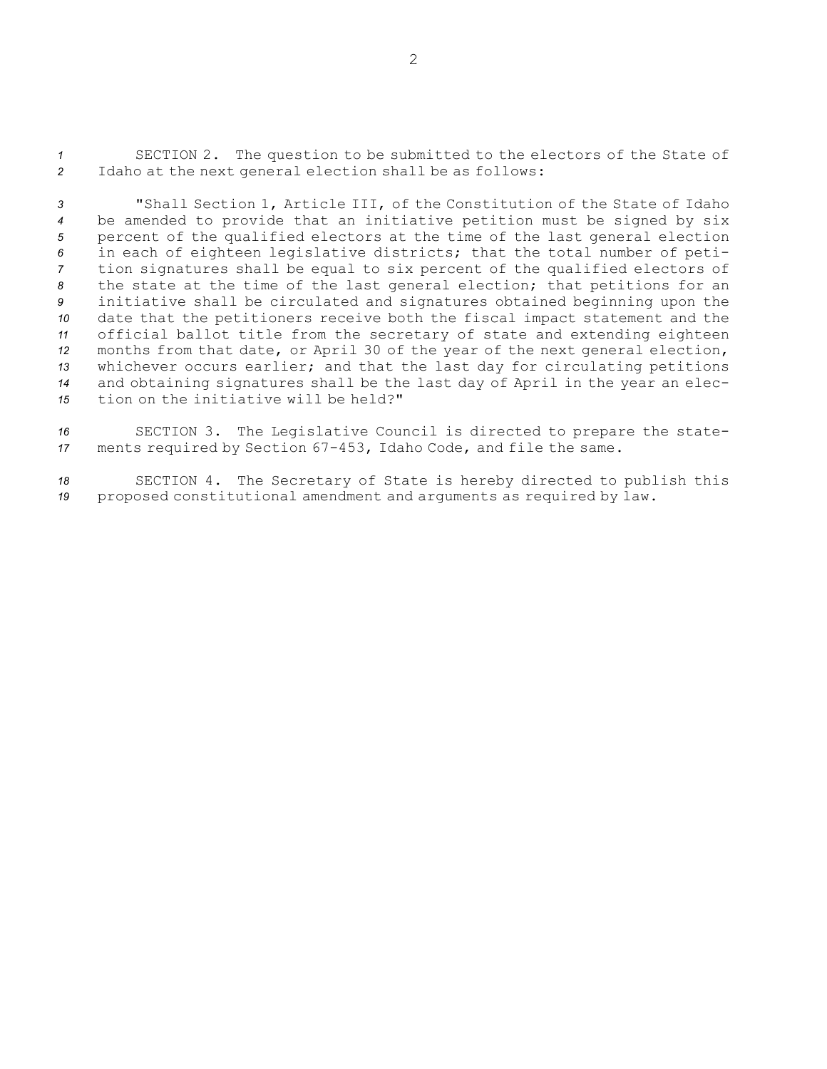SECTION 2. The question to be submitted to the electors of the State of Idaho at the next general election shall be as follows:

"Shall Section 1, Article III, of the Constitution of the State of Idaho be amended to provide that an initiative petition must be signed by six percent of the qualified electors at the time of the last general election in each of eighteen legislative districts; that the total number of petition signatures shall be equal to six percent of the qualified electors of the state at the time of the last general election; that petitions for an initiative shall be circulated and signatures obtained beginning upon the date that the petitioners receive both the fiscal impact statement and the official ballot title from the secretary of state and extending eighteen months from that date, or April 30 of the year of the next general election, whichever occurs earlier; and that the last day for circulating petitions and obtaining signatures shall be the last day of April in the year an election on the initiative will be held?"

SECTION 3. The Legislative Council is directed to prepare the statements required by Section 67-453, Idaho Code, and file the same.

SECTION 4. The Secretary of State is hereby directed to publish this proposed constitutional amendment and arguments as required by law.